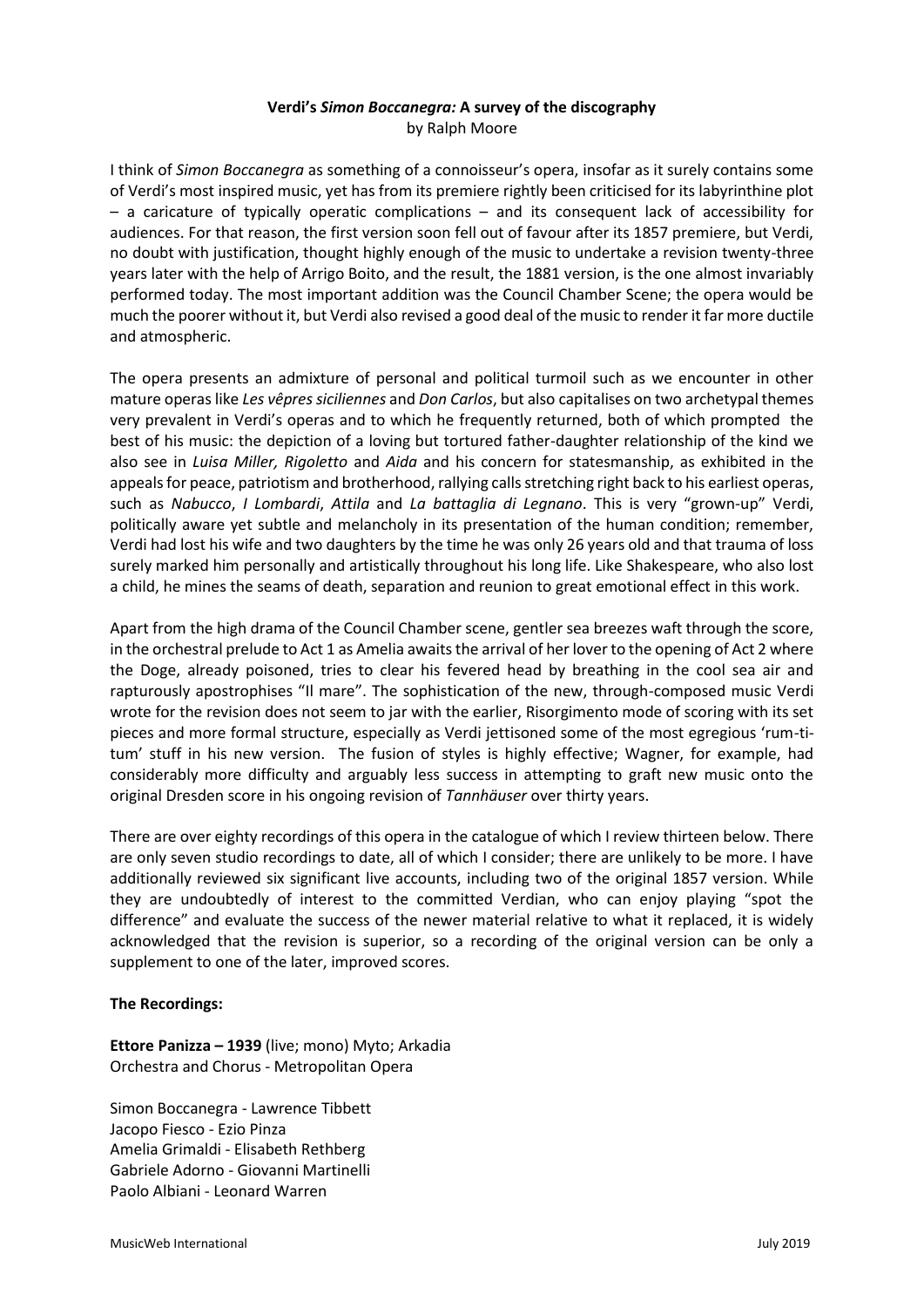# **Verdi's *Simon Boccanegra:* A survey of the discography**

by Ralph Moore

I think of *Simon Boccanegra* as something of a connoisseur's opera, insofar as it surely contains some of Verdi's most inspired music, yet has from its premiere rightly been criticised for its labyrinthine plot – a caricature of typically operatic complications – and its consequent lack of accessibility for audiences. For that reason, the first version soon fell out of favour after its 1857 premiere, but Verdi, no doubt with justification, thought highly enough of the music to undertake a revision twenty-three years later with the help of Arrigo Boito, and the result, the 1881 version, is the one almost invariably performed today. The most important addition was the Council Chamber Scene; the opera would be much the poorer without it, but Verdi also revised a good deal of the music to render it far more ductile and atmospheric.

The opera presents an admixture of personal and political turmoil such as we encounter in other mature operas like *Les vêpres siciliennes* and *Don Carlos*, but also capitalises on two archetypal themes very prevalent in Verdi's operas and to which he frequently returned, both of which prompted the best of his music: the depiction of a loving but tortured father-daughter relationship of the kind we also see in *Luisa Miller, Rigoletto* and *Aida* and his concern for statesmanship, as exhibited in the appeals for peace, patriotism and brotherhood, rallying calls stretching right back to his earliest operas, such as *Nabucco*, *I Lombardi*, *Attila* and *La battaglia di Legnano*. This is very "grown-up" Verdi, politically aware yet subtle and melancholy in its presentation of the human condition; remember, Verdi had lost his wife and two daughters by the time he was only 26 years old and that trauma of loss surely marked him personally and artistically throughout his long life. Like Shakespeare, who also lost a child, he mines the seams of death, separation and reunion to great emotional effect in this work.

Apart from the high drama of the Council Chamber scene, gentler sea breezes waft through the score, in the orchestral prelude to Act 1 as Amelia awaits the arrival of her lover to the opening of Act 2 where the Doge, already poisoned, tries to clear his fevered head by breathing in the cool sea air and rapturously apostrophises "Il mare". The sophistication of the new, through-composed music Verdi wrote for the revision does not seem to jar with the earlier, Risorgimento mode of scoring with its set pieces and more formal structure, especially as Verdi jettisoned some of the most egregious 'rum-ti-tum' stuff in his new version. The fusion of styles is highly effective; Wagner, for example, had considerably more difficulty and arguably less success in attempting to graft new music onto the original Dresden score in his ongoing revision of *Tannhäuser* over thirty years.

There are over eighty recordings of this opera in the catalogue of which I review thirteen below. There are only seven studio recordings to date, all of which I consider; there are unlikely to be more. I have additionally reviewed six significant live accounts, including two of the original 1857 version. While they are undoubtedly of interest to the committed Verdian, who can enjoy playing "spot the difference" and evaluate the success of the newer material relative to what it replaced, it is widely acknowledged that the revision is superior, so a recording of the original version can be only a supplement to one of the later, improved scores.

**The Recordings:**

**Ettore Panizza – 1939** (live; mono) Myto; Arkadia
Orchestra and Chorus - Metropolitan Opera

Simon Boccanegra - Lawrence Tibbett
Jacopo Fiesco - Ezio Pinza
Amelia Grimaldi - Elisabeth Rethberg
Gabriele Adorno - Giovanni Martinelli
Paolo Albiani - Leonard Warren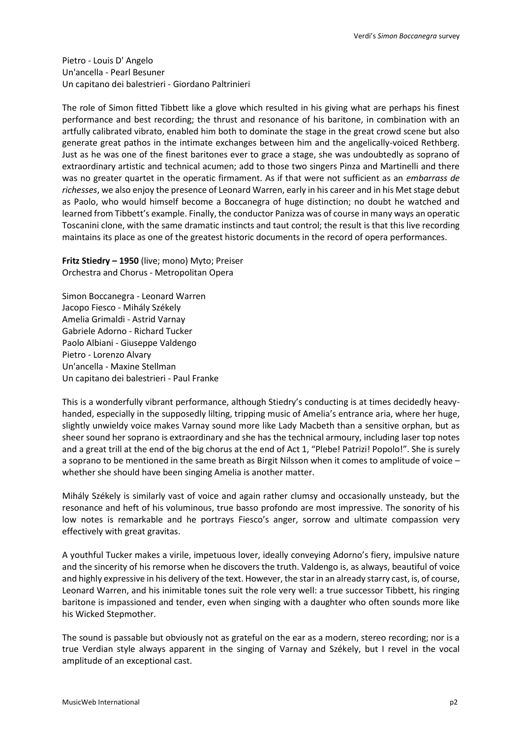Pietro - Louis D' Angelo
Un'ancella - Pearl Besuner
Un capitano dei balestrieri - Giordano Paltrinieri

The role of Simon fitted Tibbett like a glove which resulted in his giving what are perhaps his finest performance and best recording; the thrust and resonance of his baritone, in combination with an artfully calibrated vibrato, enabled him both to dominate the stage in the great crowd scene but also generate great pathos in the intimate exchanges between him and the angelically-voiced Rethberg. Just as he was one of the finest baritones ever to grace a stage, she was undoubtedly as soprano of extraordinary artistic and technical acumen; add to those two singers Pinza and Martinelli and there was no greater quartet in the operatic firmament. As if that were not sufficient as an *embarrass de richesses*, we also enjoy the presence of Leonard Warren, early in his career and in his Met stage debut as Paolo, who would himself become a Boccanegra of huge distinction; no doubt he watched and learned from Tibbett's example. Finally, the conductor Panizza was of course in many ways an operatic Toscanini clone, with the same dramatic instincts and taut control; the result is that this live recording maintains its place as one of the greatest historic documents in the record of opera performances.

**Fritz Stiedry – 1950** (live; mono) Myto; Preiser
Orchestra and Chorus - Metropolitan Opera

Simon Boccanegra - Leonard Warren
Jacopo Fiesco - Mihály Székely
Amelia Grimaldi - Astrid Varnay
Gabriele Adorno - Richard Tucker
Paolo Albiani - Giuseppe Valdengo
Pietro - Lorenzo Alvary
Un'ancella - Maxine Stellman
Un capitano dei balestrieri - Paul Franke

This is a wonderfully vibrant performance, although Stiedry's conducting is at times decidedly heavy-handed, especially in the supposedly lilting, tripping music of Amelia's entrance aria, where her huge, slightly unwieldy voice makes Varnay sound more like Lady Macbeth than a sensitive orphan, but as sheer sound her soprano is extraordinary and she has the technical armoury, including laser top notes and a great trill at the end of the big chorus at the end of Act 1, "Plebe! Patrizi! Popolo!". She is surely a soprano to be mentioned in the same breath as Birgit Nilsson when it comes to amplitude of voice – whether she should have been singing Amelia is another matter.

Mihály Székely is similarly vast of voice and again rather clumsy and occasionally unsteady, but the resonance and heft of his voluminous, true basso profondo are most impressive. The sonority of his low notes is remarkable and he portrays Fiesco's anger, sorrow and ultimate compassion very effectively with great gravitas.

A youthful Tucker makes a virile, impetuous lover, ideally conveying Adorno's fiery, impulsive nature and the sincerity of his remorse when he discovers the truth. Valdengo is, as always, beautiful of voice and highly expressive in his delivery of the text. However, the star in an already starry cast, is, of course, Leonard Warren, and his inimitable tones suit the role very well: a true successor Tibbett, his ringing baritone is impassioned and tender, even when singing with a daughter who often sounds more like his Wicked Stepmother.

The sound is passable but obviously not as grateful on the ear as a modern, stereo recording; nor is a true Verdian style always apparent in the singing of Varnay and Székely, but I revel in the vocal amplitude of an exceptional cast.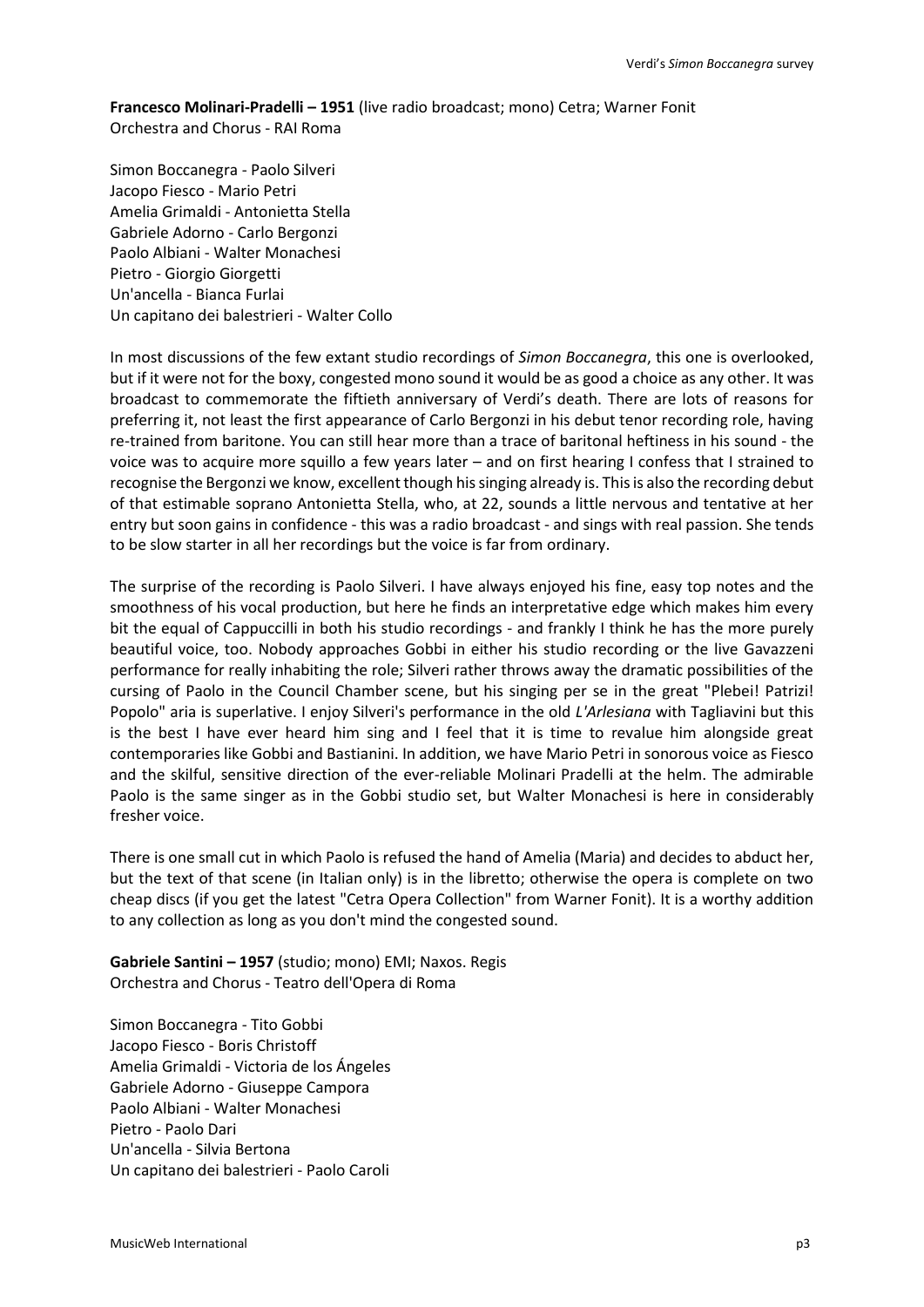**Francesco Molinari-Pradelli – 1951** (live radio broadcast; mono) Cetra; Warner Fonit
Orchestra and Chorus - RAI Roma

Simon Boccanegra - Paolo Silveri
Jacopo Fiesco - Mario Petri
Amelia Grimaldi - Antonietta Stella
Gabriele Adorno - Carlo Bergonzi
Paolo Albiani - Walter Monachesi
Pietro - Giorgio Giorgetti
Un'ancella - Bianca Furlai
Un capitano dei balestrieri - Walter Collo

In most discussions of the few extant studio recordings of *Simon Boccanegra*, this one is overlooked, but if it were not for the boxy, congested mono sound it would be as good a choice as any other. It was broadcast to commemorate the fiftieth anniversary of Verdi's death. There are lots of reasons for preferring it, not least the first appearance of Carlo Bergonzi in his debut tenor recording role, having re-trained from baritone. You can still hear more than a trace of baritonal heftiness in his sound - the voice was to acquire more squillo a few years later – and on first hearing I confess that I strained to recognise the Bergonzi we know, excellent though his singing already is. This is also the recording debut of that estimable soprano Antonietta Stella, who, at 22, sounds a little nervous and tentative at her entry but soon gains in confidence - this was a radio broadcast - and sings with real passion. She tends to be slow starter in all her recordings but the voice is far from ordinary.

The surprise of the recording is Paolo Silveri. I have always enjoyed his fine, easy top notes and the smoothness of his vocal production, but here he finds an interpretative edge which makes him every bit the equal of Cappuccilli in both his studio recordings - and frankly I think he has the more purely beautiful voice, too. Nobody approaches Gobbi in either his studio recording or the live Gavazzeni performance for really inhabiting the role; Silveri rather throws away the dramatic possibilities of the cursing of Paolo in the Council Chamber scene, but his singing per se in the great "Plebei! Patrizi! Popolo" aria is superlative. I enjoy Silveri's performance in the old *L'Arlesiana* with Tagliavini but this is the best I have ever heard him sing and I feel that it is time to revalue him alongside great contemporaries like Gobbi and Bastianini. In addition, we have Mario Petri in sonorous voice as Fiesco and the skilful, sensitive direction of the ever-reliable Molinari Pradelli at the helm. The admirable Paolo is the same singer as in the Gobbi studio set, but Walter Monachesi is here in considerably fresher voice.

There is one small cut in which Paolo is refused the hand of Amelia (Maria) and decides to abduct her, but the text of that scene (in Italian only) is in the libretto; otherwise the opera is complete on two cheap discs (if you get the latest "Cetra Opera Collection" from Warner Fonit). It is a worthy addition to any collection as long as you don't mind the congested sound.

**Gabriele Santini – 1957** (studio; mono) EMI; Naxos. Regis
Orchestra and Chorus - Teatro dell'Opera di Roma

Simon Boccanegra - Tito Gobbi
Jacopo Fiesco - Boris Christoff
Amelia Grimaldi - Victoria de los Ángeles
Gabriele Adorno - Giuseppe Campora
Paolo Albiani - Walter Monachesi
Pietro - Paolo Dari
Un'ancella - Silvia Bertona
Un capitano dei balestrieri - Paolo Caroli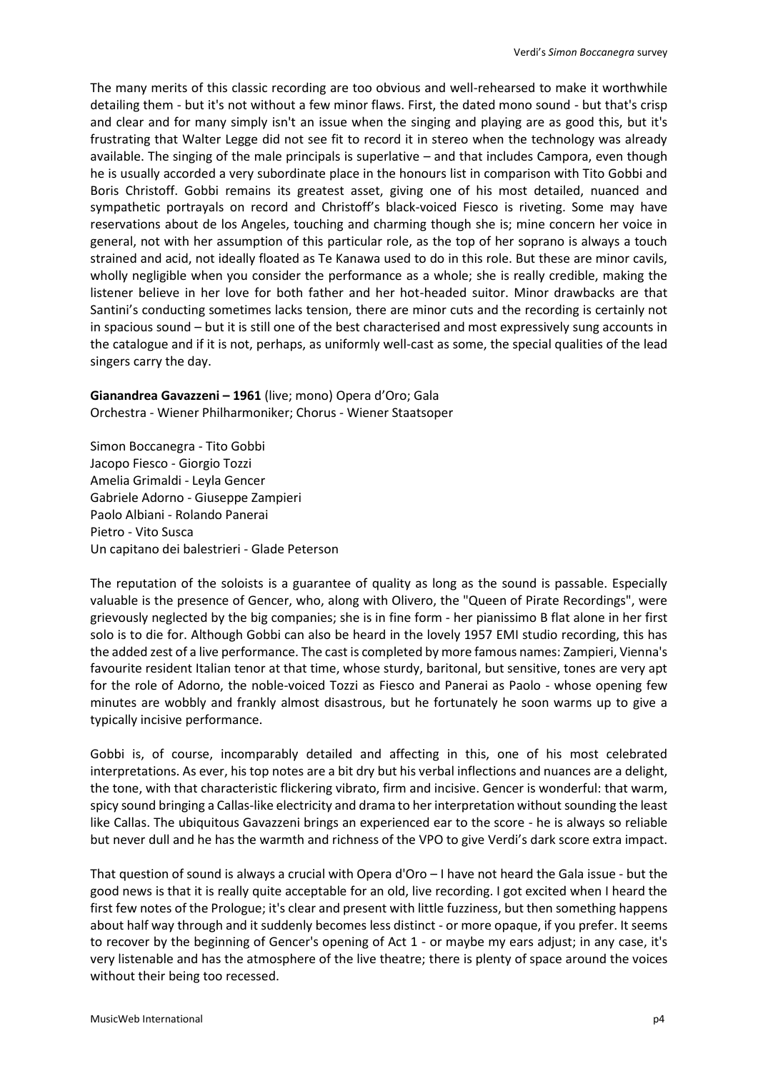The many merits of this classic recording are too obvious and well-rehearsed to make it worthwhile detailing them - but it's not without a few minor flaws. First, the dated mono sound - but that's crisp and clear and for many simply isn't an issue when the singing and playing are as good this, but it's frustrating that Walter Legge did not see fit to record it in stereo when the technology was already available. The singing of the male principals is superlative – and that includes Campora, even though he is usually accorded a very subordinate place in the honours list in comparison with Tito Gobbi and Boris Christoff. Gobbi remains its greatest asset, giving one of his most detailed, nuanced and sympathetic portrayals on record and Christoff's black-voiced Fiesco is riveting. Some may have reservations about de los Angeles, touching and charming though she is; mine concern her voice in general, not with her assumption of this particular role, as the top of her soprano is always a touch strained and acid, not ideally floated as Te Kanawa used to do in this role. But these are minor cavils, wholly negligible when you consider the performance as a whole; she is really credible, making the listener believe in her love for both father and her hot-headed suitor. Minor drawbacks are that Santini's conducting sometimes lacks tension, there are minor cuts and the recording is certainly not in spacious sound – but it is still one of the best characterised and most expressively sung accounts in the catalogue and if it is not, perhaps, as uniformly well-cast as some, the special qualities of the lead singers carry the day.

**Gianandrea Gavazzeni – 1961** (live; mono) Opera d'Oro; Gala
Orchestra - Wiener Philharmoniker; Chorus - Wiener Staatsoper

Simon Boccanegra - Tito Gobbi
Jacopo Fiesco - Giorgio Tozzi
Amelia Grimaldi - Leyla Gencer
Gabriele Adorno - Giuseppe Zampieri
Paolo Albiani - Rolando Panerai
Pietro - Vito Susca
Un capitano dei balestrieri - Glade Peterson

The reputation of the soloists is a guarantee of quality as long as the sound is passable. Especially valuable is the presence of Gencer, who, along with Olivero, the "Queen of Pirate Recordings", were grievously neglected by the big companies; she is in fine form - her pianissimo B flat alone in her first solo is to die for. Although Gobbi can also be heard in the lovely 1957 EMI studio recording, this has the added zest of a live performance. The cast is completed by more famous names: Zampieri, Vienna's favourite resident Italian tenor at that time, whose sturdy, baritonal, but sensitive, tones are very apt for the role of Adorno, the noble-voiced Tozzi as Fiesco and Panerai as Paolo - whose opening few minutes are wobbly and frankly almost disastrous, but he fortunately he soon warms up to give a typically incisive performance.

Gobbi is, of course, incomparably detailed and affecting in this, one of his most celebrated interpretations. As ever, his top notes are a bit dry but his verbal inflections and nuances are a delight, the tone, with that characteristic flickering vibrato, firm and incisive. Gencer is wonderful: that warm, spicy sound bringing a Callas-like electricity and drama to her interpretation without sounding the least like Callas. The ubiquitous Gavazzeni brings an experienced ear to the score - he is always so reliable but never dull and he has the warmth and richness of the VPO to give Verdi's dark score extra impact.

That question of sound is always a crucial with Opera d'Oro – I have not heard the Gala issue - but the good news is that it is really quite acceptable for an old, live recording. I got excited when I heard the first few notes of the Prologue; it's clear and present with little fuzziness, but then something happens about half way through and it suddenly becomes less distinct - or more opaque, if you prefer. It seems to recover by the beginning of Gencer's opening of Act 1 - or maybe my ears adjust; in any case, it's very listenable and has the atmosphere of the live theatre; there is plenty of space around the voices without their being too recessed.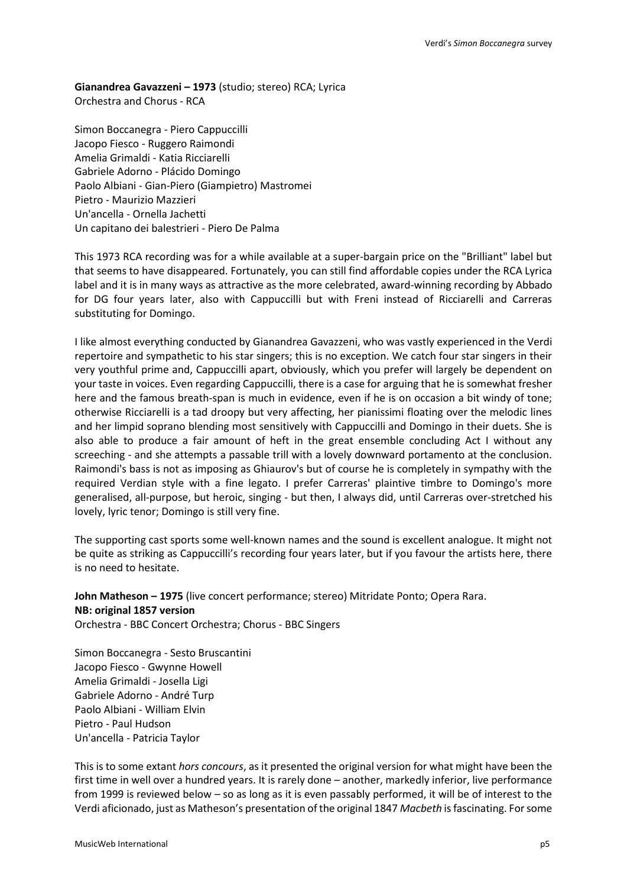**Gianandrea Gavazzeni – 1973** (studio; stereo) RCA; Lyrica
Orchestra and Chorus - RCA

Simon Boccanegra - Piero Cappuccilli
Jacopo Fiesco - Ruggero Raimondi
Amelia Grimaldi - Katia Ricciarelli
Gabriele Adorno - Plácido Domingo
Paolo Albiani - Gian-Piero (Giampietro) Mastromei
Pietro - Maurizio Mazzieri
Un'ancella - Ornella Jachetti
Un capitano dei balestrieri - Piero De Palma

This 1973 RCA recording was for a while available at a super-bargain price on the "Brilliant" label but that seems to have disappeared. Fortunately, you can still find affordable copies under the RCA Lyrica label and it is in many ways as attractive as the more celebrated, award-winning recording by Abbado for DG four years later, also with Cappuccilli but with Freni instead of Ricciarelli and Carreras substituting for Domingo.

I like almost everything conducted by Gianandrea Gavazzeni, who was vastly experienced in the Verdi repertoire and sympathetic to his star singers; this is no exception. We catch four star singers in their very youthful prime and, Cappuccilli apart, obviously, which you prefer will largely be dependent on your taste in voices. Even regarding Cappuccilli, there is a case for arguing that he is somewhat fresher here and the famous breath-span is much in evidence, even if he is on occasion a bit windy of tone; otherwise Ricciarelli is a tad droopy but very affecting, her pianissimi floating over the melodic lines and her limpid soprano blending most sensitively with Cappuccilli and Domingo in their duets. She is also able to produce a fair amount of heft in the great ensemble concluding Act I without any screeching - and she attempts a passable trill with a lovely downward portamento at the conclusion. Raimondi's bass is not as imposing as Ghiaurov's but of course he is completely in sympathy with the required Verdian style with a fine legato. I prefer Carreras' plaintive timbre to Domingo's more generalised, all-purpose, but heroic, singing - but then, I always did, until Carreras over-stretched his lovely, lyric tenor; Domingo is still very fine.

The supporting cast sports some well-known names and the sound is excellent analogue. It might not be quite as striking as Cappuccilli's recording four years later, but if you favour the artists here, there is no need to hesitate.

**John Matheson – 1975** (live concert performance; stereo) Mitridate Ponto; Opera Rara.
**NB: original 1857 version**
Orchestra - BBC Concert Orchestra; Chorus - BBC Singers

Simon Boccanegra - Sesto Bruscantini
Jacopo Fiesco - Gwynne Howell
Amelia Grimaldi - Josella Ligi
Gabriele Adorno - André Turp
Paolo Albiani - William Elvin
Pietro - Paul Hudson
Un'ancella - Patricia Taylor

This is to some extant *hors concours*, as it presented the original version for what might have been the first time in well over a hundred years. It is rarely done – another, markedly inferior, live performance from 1999 is reviewed below – so as long as it is even passably performed, it will be of interest to the Verdi aficionado, just as Matheson's presentation of the original 1847 *Macbeth* is fascinating. For some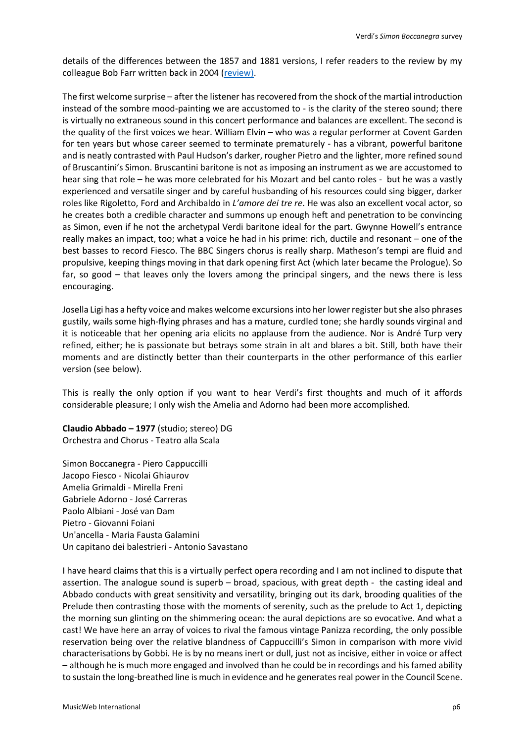details of the differences between the 1857 and 1881 versions, I refer readers to the review by my colleague Bob Farr written back in 2004 (review).

The first welcome surprise – after the listener has recovered from the shock of the martial introduction instead of the sombre mood-painting we are accustomed to - is the clarity of the stereo sound; there is virtually no extraneous sound in this concert performance and balances are excellent. The second is the quality of the first voices we hear. William Elvin – who was a regular performer at Covent Garden for ten years but whose career seemed to terminate prematurely - has a vibrant, powerful baritone and is neatly contrasted with Paul Hudson's darker, rougher Pietro and the lighter, more refined sound of Bruscantini's Simon. Bruscantini baritone is not as imposing an instrument as we are accustomed to hear sing that role – he was more celebrated for his Mozart and bel canto roles - but he was a vastly experienced and versatile singer and by careful husbanding of his resources could sing bigger, darker roles like Rigoletto, Ford and Archibaldo in *L'amore dei tre re*. He was also an excellent vocal actor, so he creates both a credible character and summons up enough heft and penetration to be convincing as Simon, even if he not the archetypal Verdi baritone ideal for the part. Gwynne Howell's entrance really makes an impact, too; what a voice he had in his prime: rich, ductile and resonant – one of the best basses to record Fiesco. The BBC Singers chorus is really sharp. Matheson's tempi are fluid and propulsive, keeping things moving in that dark opening first Act (which later became the Prologue). So far, so good – that leaves only the lovers among the principal singers, and the news there is less encouraging.

Josella Ligi has a hefty voice and makes welcome excursions into her lower register but she also phrases gustily, wails some high-flying phrases and has a mature, curdled tone; she hardly sounds virginal and it is noticeable that her opening aria elicits no applause from the audience. Nor is André Turp very refined, either; he is passionate but betrays some strain in alt and blares a bit. Still, both have their moments and are distinctly better than their counterparts in the other performance of this earlier version (see below).

This is really the only option if you want to hear Verdi's first thoughts and much of it affords considerable pleasure; I only wish the Amelia and Adorno had been more accomplished.

**Claudio Abbado – 1977** (studio; stereo) DG
Orchestra and Chorus - Teatro alla Scala

Simon Boccanegra - Piero Cappuccilli
Jacopo Fiesco - Nicolai Ghiaurov
Amelia Grimaldi - Mirella Freni
Gabriele Adorno - José Carreras
Paolo Albiani - José van Dam
Pietro - Giovanni Foiani
Un'ancella - Maria Fausta Galamini
Un capitano dei balestrieri - Antonio Savastano

I have heard claims that this is a virtually perfect opera recording and I am not inclined to dispute that assertion. The analogue sound is superb – broad, spacious, with great depth - the casting ideal and Abbado conducts with great sensitivity and versatility, bringing out its dark, brooding qualities of the Prelude then contrasting those with the moments of serenity, such as the prelude to Act 1, depicting the morning sun glinting on the shimmering ocean: the aural depictions are so evocative. And what a cast! We have here an array of voices to rival the famous vintage Panizza recording, the only possible reservation being over the relative blandness of Cappuccilli's Simon in comparison with more vivid characterisations by Gobbi. He is by no means inert or dull, just not as incisive, either in voice or affect – although he is much more engaged and involved than he could be in recordings and his famed ability to sustain the long-breathed line is much in evidence and he generates real power in the Council Scene.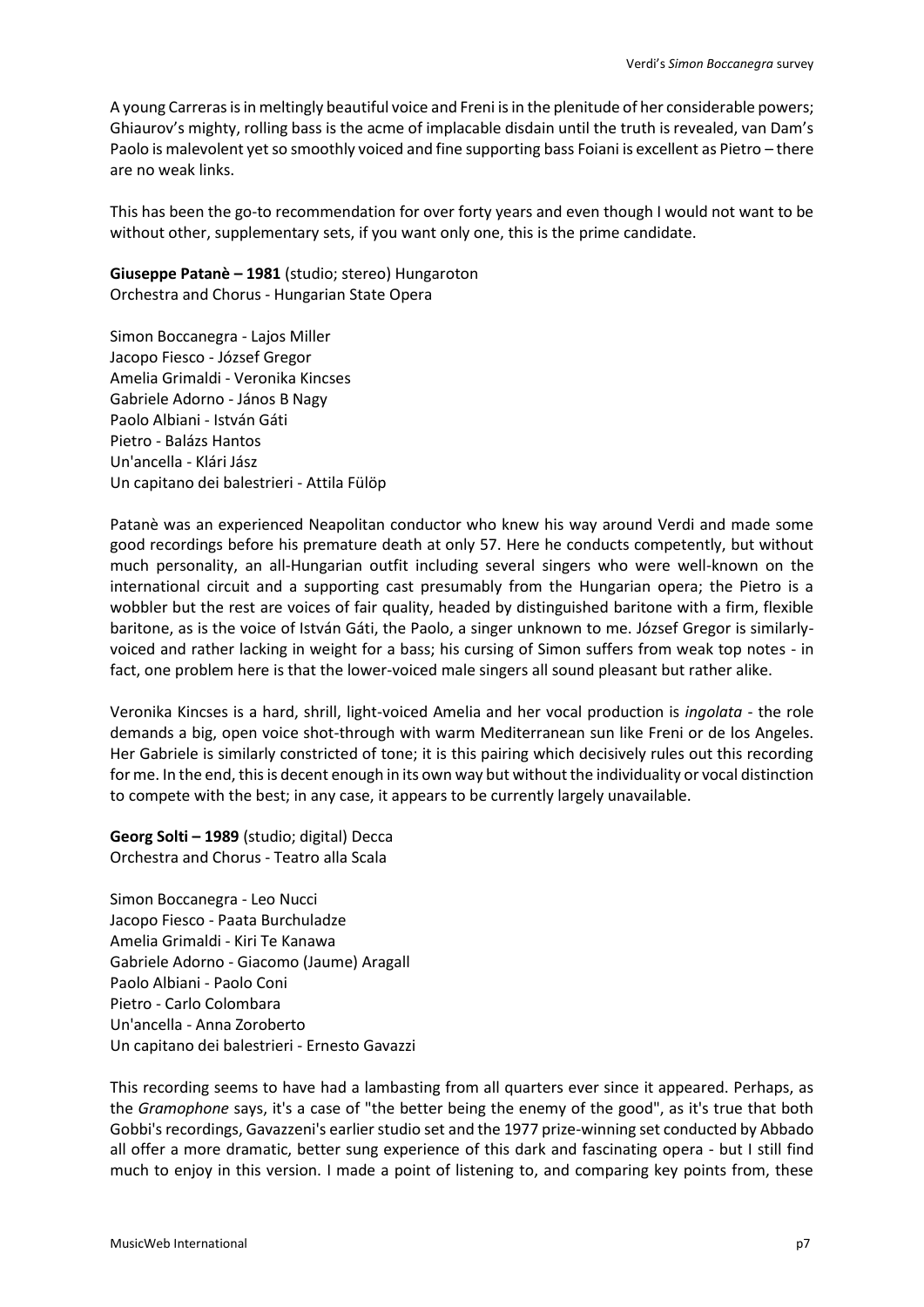A young Carreras is in meltingly beautiful voice and Freni is in the plenitude of her considerable powers; Ghiaurov's mighty, rolling bass is the acme of implacable disdain until the truth is revealed, van Dam's Paolo is malevolent yet so smoothly voiced and fine supporting bass Foiani is excellent as Pietro – there are no weak links.

This has been the go-to recommendation for over forty years and even though I would not want to be without other, supplementary sets, if you want only one, this is the prime candidate.

**Giuseppe Patanè – 1981** (studio; stereo) Hungaroton
Orchestra and Chorus - Hungarian State Opera

Simon Boccanegra - Lajos Miller
Jacopo Fiesco - József Gregor
Amelia Grimaldi - Veronika Kincses
Gabriele Adorno - János B Nagy
Paolo Albiani - István Gáti
Pietro - Balázs Hantos
Un'ancella - Klári Jász
Un capitano dei balestrieri - Attila Fülöp

Patanè was an experienced Neapolitan conductor who knew his way around Verdi and made some good recordings before his premature death at only 57. Here he conducts competently, but without much personality, an all-Hungarian outfit including several singers who were well-known on the international circuit and a supporting cast presumably from the Hungarian opera; the Pietro is a wobbler but the rest are voices of fair quality, headed by distinguished baritone with a firm, flexible baritone, as is the voice of István Gáti, the Paolo, a singer unknown to me. József Gregor is similarly-voiced and rather lacking in weight for a bass; his cursing of Simon suffers from weak top notes - in fact, one problem here is that the lower-voiced male singers all sound pleasant but rather alike.

Veronika Kincses is a hard, shrill, light-voiced Amelia and her vocal production is *ingolata* - the role demands a big, open voice shot-through with warm Mediterranean sun like Freni or de los Angeles. Her Gabriele is similarly constricted of tone; it is this pairing which decisively rules out this recording for me. In the end, this is decent enough in its own way but without the individuality or vocal distinction to compete with the best; in any case, it appears to be currently largely unavailable.

**Georg Solti – 1989** (studio; digital) Decca
Orchestra and Chorus - Teatro alla Scala

Simon Boccanegra - Leo Nucci
Jacopo Fiesco - Paata Burchuladze
Amelia Grimaldi - Kiri Te Kanawa
Gabriele Adorno - Giacomo (Jaume) Aragall
Paolo Albiani - Paolo Coni
Pietro - Carlo Colombara
Un'ancella - Anna Zoroberto
Un capitano dei balestrieri - Ernesto Gavazzi

This recording seems to have had a lambasting from all quarters ever since it appeared. Perhaps, as the *Gramophone* says, it's a case of "the better being the enemy of the good", as it's true that both Gobbi's recordings, Gavazzeni's earlier studio set and the 1977 prize-winning set conducted by Abbado all offer a more dramatic, better sung experience of this dark and fascinating opera - but I still find much to enjoy in this version. I made a point of listening to, and comparing key points from, these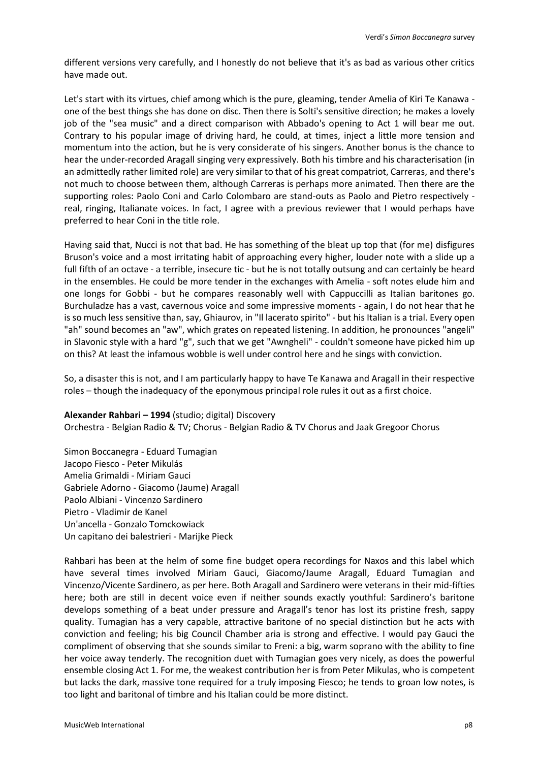different versions very carefully, and I honestly do not believe that it's as bad as various other critics have made out.

Let's start with its virtues, chief among which is the pure, gleaming, tender Amelia of Kiri Te Kanawa - one of the best things she has done on disc. Then there is Solti's sensitive direction; he makes a lovely job of the "sea music" and a direct comparison with Abbado's opening to Act 1 will bear me out. Contrary to his popular image of driving hard, he could, at times, inject a little more tension and momentum into the action, but he is very considerate of his singers. Another bonus is the chance to hear the under-recorded Aragall singing very expressively. Both his timbre and his characterisation (in an admittedly rather limited role) are very similar to that of his great compatriot, Carreras, and there's not much to choose between them, although Carreras is perhaps more animated. Then there are the supporting roles: Paolo Coni and Carlo Colombaro are stand-outs as Paolo and Pietro respectively - real, ringing, Italianate voices. In fact, I agree with a previous reviewer that I would perhaps have preferred to hear Coni in the title role.

Having said that, Nucci is not that bad. He has something of the bleat up top that (for me) disfigures Bruson's voice and a most irritating habit of approaching every higher, louder note with a slide up a full fifth of an octave - a terrible, insecure tic - but he is not totally outsung and can certainly be heard in the ensembles. He could be more tender in the exchanges with Amelia - soft notes elude him and one longs for Gobbi - but he compares reasonably well with Cappuccilli as Italian baritones go. Burchuladze has a vast, cavernous voice and some impressive moments - again, I do not hear that he is so much less sensitive than, say, Ghiaurov, in "Il lacerato spirito" - but his Italian is a trial. Every open "ah" sound becomes an "aw", which grates on repeated listening. In addition, he pronounces "angeli" in Slavonic style with a hard "g", such that we get "Awngheli" - couldn't someone have picked him up on this? At least the infamous wobble is well under control here and he sings with conviction.

So, a disaster this is not, and I am particularly happy to have Te Kanawa and Aragall in their respective roles – though the inadequacy of the eponymous principal role rules it out as a first choice.

**Alexander Rahbari – 1994** (studio; digital) Discovery
Orchestra - Belgian Radio & TV; Chorus - Belgian Radio & TV Chorus and Jaak Gregoor Chorus

Simon Boccanegra - Eduard Tumagian
Jacopo Fiesco - Peter Mikulás
Amelia Grimaldi - Miriam Gauci
Gabriele Adorno - Giacomo (Jaume) Aragall
Paolo Albiani - Vincenzo Sardinero
Pietro - Vladimir de Kanel
Un'ancella - Gonzalo Tomckowiack
Un capitano dei balestrieri - Marijke Pieck

Rahbari has been at the helm of some fine budget opera recordings for Naxos and this label which have several times involved Miriam Gauci, Giacomo/Jaume Aragall, Eduard Tumagian and Vincenzo/Vicente Sardinero, as per here. Both Aragall and Sardinero were veterans in their mid-fifties here; both are still in decent voice even if neither sounds exactly youthful: Sardinero's baritone develops something of a beat under pressure and Aragall's tenor has lost its pristine fresh, sappy quality. Tumagian has a very capable, attractive baritone of no special distinction but he acts with conviction and feeling; his big Council Chamber aria is strong and effective. I would pay Gauci the compliment of observing that she sounds similar to Freni: a big, warm soprano with the ability to fine her voice away tenderly. The recognition duet with Tumagian goes very nicely, as does the powerful ensemble closing Act 1. For me, the weakest contribution her is from Peter Mikulas, who is competent but lacks the dark, massive tone required for a truly imposing Fiesco; he tends to groan low notes, is too light and baritonal of timbre and his Italian could be more distinct.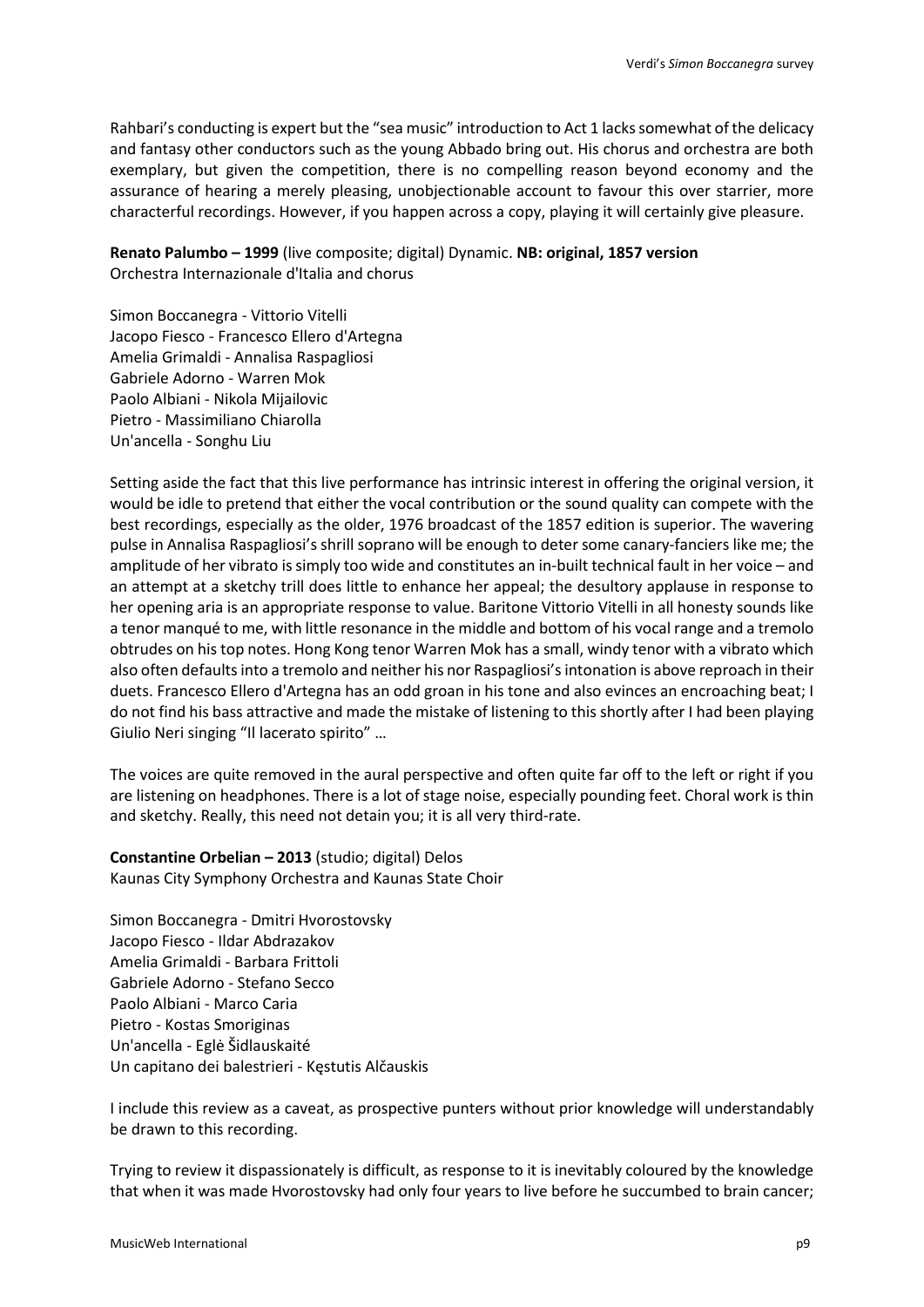Rahbari's conducting is expert but the "sea music" introduction to Act 1 lacks somewhat of the delicacy and fantasy other conductors such as the young Abbado bring out. His chorus and orchestra are both exemplary, but given the competition, there is no compelling reason beyond economy and the assurance of hearing a merely pleasing, unobjectionable account to favour this over starrier, more characterful recordings. However, if you happen across a copy, playing it will certainly give pleasure.

**Renato Palumbo – 1999** (live composite; digital) Dynamic. **NB: original, 1857 version**
Orchestra Internazionale d'Italia and chorus

Simon Boccanegra - Vittorio Vitelli
Jacopo Fiesco - Francesco Ellero d'Artegna
Amelia Grimaldi - Annalisa Raspagliosi
Gabriele Adorno - Warren Mok
Paolo Albiani - Nikola Mijailovic
Pietro - Massimiliano Chiarolla
Un'ancella - Songhu Liu

Setting aside the fact that this live performance has intrinsic interest in offering the original version, it would be idle to pretend that either the vocal contribution or the sound quality can compete with the best recordings, especially as the older, 1976 broadcast of the 1857 edition is superior. The wavering pulse in Annalisa Raspagliosi's shrill soprano will be enough to deter some canary-fanciers like me; the amplitude of her vibrato is simply too wide and constitutes an in-built technical fault in her voice – and an attempt at a sketchy trill does little to enhance her appeal; the desultory applause in response to her opening aria is an appropriate response to value. Baritone Vittorio Vitelli in all honesty sounds like a tenor manqué to me, with little resonance in the middle and bottom of his vocal range and a tremolo obtrudes on his top notes. Hong Kong tenor Warren Mok has a small, windy tenor with a vibrato which also often defaults into a tremolo and neither his nor Raspagliosi's intonation is above reproach in their duets. Francesco Ellero d'Artegna has an odd groan in his tone and also evinces an encroaching beat; I do not find his bass attractive and made the mistake of listening to this shortly after I had been playing Giulio Neri singing "Il lacerato spirito" …

The voices are quite removed in the aural perspective and often quite far off to the left or right if you are listening on headphones. There is a lot of stage noise, especially pounding feet. Choral work is thin and sketchy. Really, this need not detain you; it is all very third-rate.

**Constantine Orbelian – 2013** (studio; digital) Delos
Kaunas City Symphony Orchestra and Kaunas State Choir

Simon Boccanegra - Dmitri Hvorostovsky
Jacopo Fiesco - Ildar Abdrazakov
Amelia Grimaldi - Barbara Frittoli
Gabriele Adorno - Stefano Secco
Paolo Albiani - Marco Caria
Pietro - Kostas Smoriginas
Un'ancella - Eglė Šidlauskaitė
Un capitano dei balestrieri - Kęstutis Alčauskis

I include this review as a caveat, as prospective punters without prior knowledge will understandably be drawn to this recording.

Trying to review it dispassionately is difficult, as response to it is inevitably coloured by the knowledge that when it was made Hvorostovsky had only four years to live before he succumbed to brain cancer;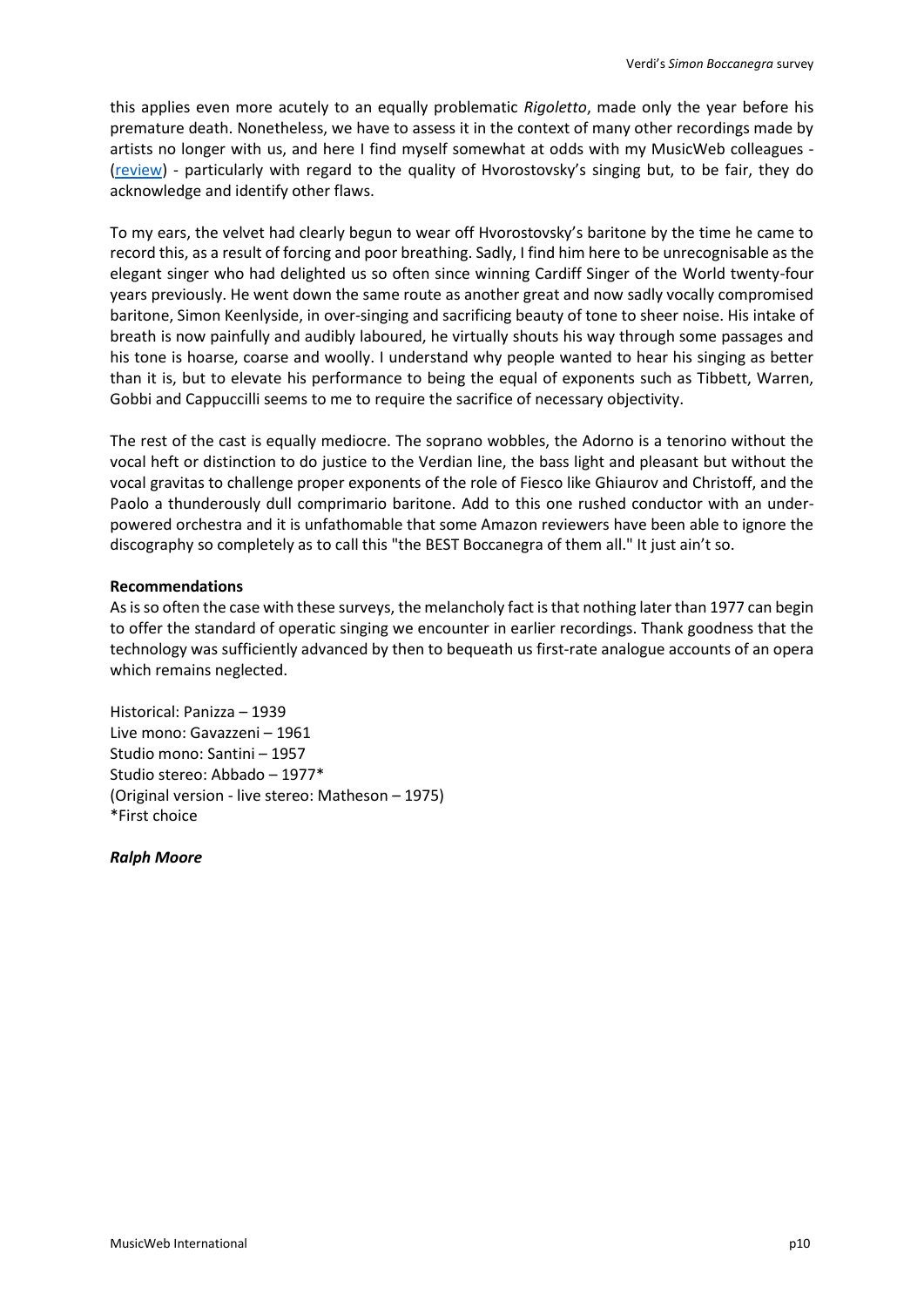this applies even more acutely to an equally problematic *Rigoletto*, made only the year before his premature death. Nonetheless, we have to assess it in the context of many other recordings made by artists no longer with us, and here I find myself somewhat at odds with my MusicWeb colleagues - (review) - particularly with regard to the quality of Hvorostovsky's singing but, to be fair, they do acknowledge and identify other flaws.

To my ears, the velvet had clearly begun to wear off Hvorostovsky's baritone by the time he came to record this, as a result of forcing and poor breathing. Sadly, I find him here to be unrecognisable as the elegant singer who had delighted us so often since winning Cardiff Singer of the World twenty-four years previously. He went down the same route as another great and now sadly vocally compromised baritone, Simon Keenlyside, in over-singing and sacrificing beauty of tone to sheer noise. His intake of breath is now painfully and audibly laboured, he virtually shouts his way through some passages and his tone is hoarse, coarse and woolly. I understand why people wanted to hear his singing as better than it is, but to elevate his performance to being the equal of exponents such as Tibbett, Warren, Gobbi and Cappuccilli seems to me to require the sacrifice of necessary objectivity.

The rest of the cast is equally mediocre. The soprano wobbles, the Adorno is a tenorino without the vocal heft or distinction to do justice to the Verdian line, the bass light and pleasant but without the vocal gravitas to challenge proper exponents of the role of Fiesco like Ghiaurov and Christoff, and the Paolo a thunderously dull comprimario baritone. Add to this one rushed conductor with an under-powered orchestra and it is unfathomable that some Amazon reviewers have been able to ignore the discography so completely as to call this "the BEST Boccanegra of them all." It just ain't so.

**Recommendations**

As is so often the case with these surveys, the melancholy fact is that nothing later than 1977 can begin to offer the standard of operatic singing we encounter in earlier recordings. Thank goodness that the technology was sufficiently advanced by then to bequeath us first-rate analogue accounts of an opera which remains neglected.

Historical: Panizza – 1939
Live mono: Gavazzeni – 1961
Studio mono: Santini – 1957
Studio stereo: Abbado – 1977*
(Original version - live stereo: Matheson – 1975)
*First choice

***Ralph Moore***